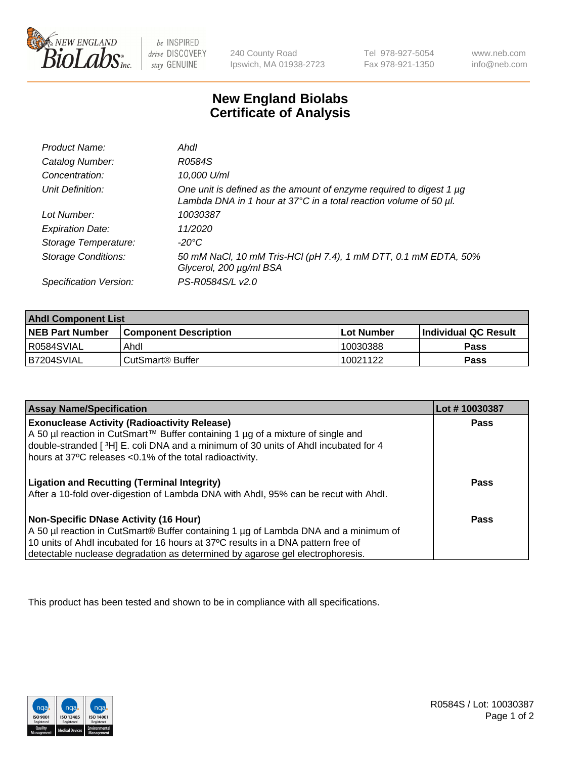New England BioLabs Inc. — be INSPIRED drive DISCOVERY stay GENUINE

240 County Road
Ipswich, MA 01938-2723

Tel 978-927-5054
Fax 978-921-1350

www.neb.com
info@neb.com

# New England Biolabs
# Certificate of Analysis

| | |
|---|---|
| *Product Name:* | *AhdI* |
| *Catalog Number:* | *R0584S* |
| *Concentration:* | *10,000 U/ml* |
| *Unit Definition:* | *One unit is defined as the amount of enzyme required to digest 1 µg Lambda DNA in 1 hour at 37°C in a total reaction volume of 50 µl.* |
| *Lot Number:* | *10030387* |
| *Expiration Date:* | *11/2020* |
| *Storage Temperature:* | *-20°C* |
| *Storage Conditions:* | *50 mM NaCl, 10 mM Tris-HCl (pH 7.4), 1 mM DTT, 0.1 mM EDTA, 50% Glycerol, 200 µg/ml BSA* |
| *Specification Version:* | *PS-R0584S/L v2.0* |

| AhdI Component List | | | |
|---|---|---|---|
| **NEB Part Number** | **Component Description** | **Lot Number** | **Individual QC Result** |
| R0584SVIAL | AhdI | 10030388 | **Pass** |
| B7204SVIAL | CutSmart® Buffer | 10021122 | **Pass** |

| Assay Name/Specification | Lot # 10030387 |
|---|---|
| **Exonuclease Activity (Radioactivity Release)**<br>A 50 µl reaction in CutSmart™ Buffer containing 1 µg of a mixture of single and double-stranded [ ³H] E. coli DNA and a minimum of 30 units of AhdI incubated for 4 hours at 37ºC releases <0.1% of the total radioactivity. | **Pass** |
| **Ligation and Recutting (Terminal Integrity)**<br>After a 10-fold over-digestion of Lambda DNA with AhdI, 95% can be recut with AhdI. | **Pass** |
| **Non-Specific DNase Activity (16 Hour)**<br>A 50 µl reaction in CutSmart® Buffer containing 1 µg of Lambda DNA and a minimum of 10 units of AhdI incubated for 16 hours at 37ºC results in a DNA pattern free of detectable nuclease degradation as determined by agarose gel electrophoresis. | **Pass** |

This product has been tested and shown to be in compliance with all specifications.

R0584S / Lot: 10030387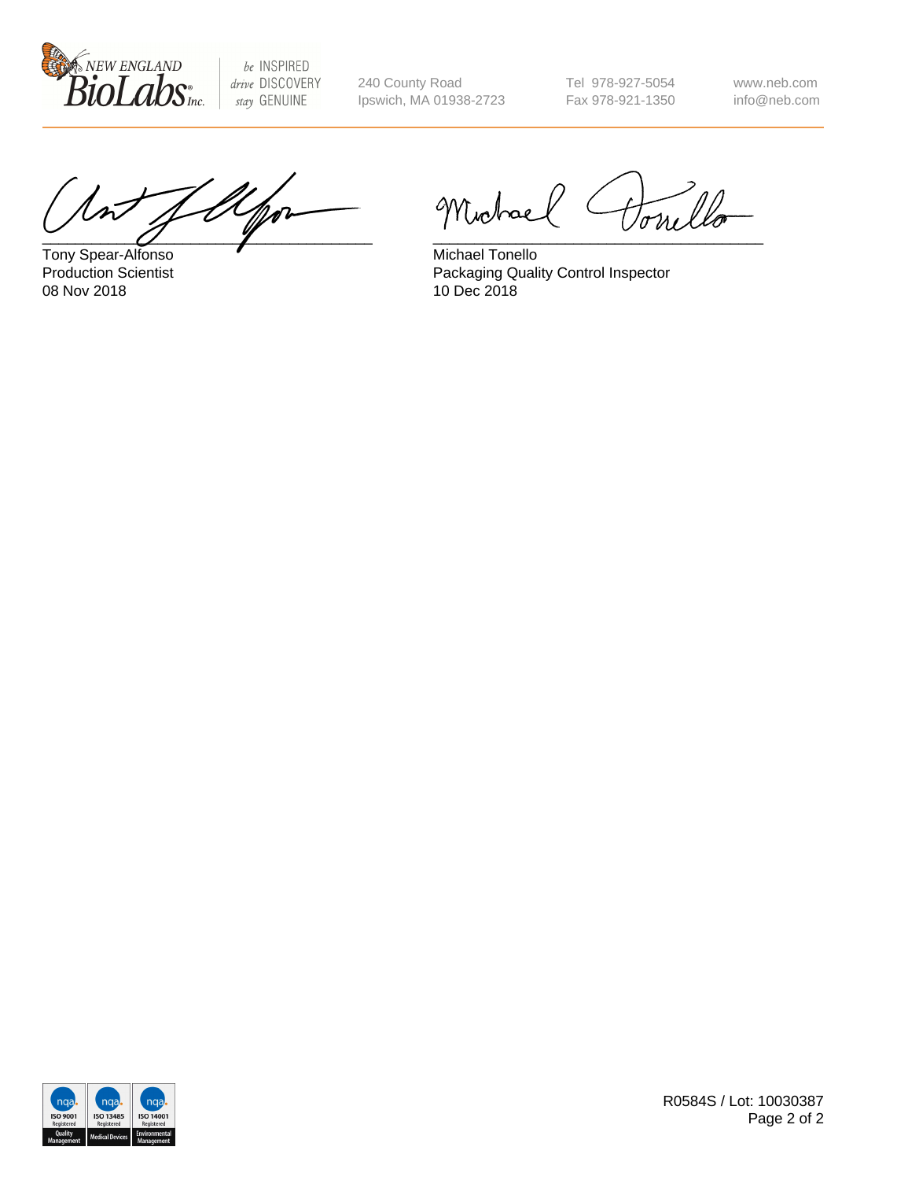NEW ENGLAND BioLabs Inc.

be INSPIRED
drive DISCOVERY
stay GENUINE

240 County Road
Ipswich, MA 01938-2723

Tel 978-927-5054
Fax 978-921-1350

www.neb.com
info@neb.com

Tony Spear-Alfonso
Production Scientist
08 Nov 2018

Michael Tonello
Packaging Quality Control Inspector
10 Dec 2018

nqa ISO 9001 Registered Quality Management | nqa ISO 13485 Registered Medical Devices | nqa ISO 14001 Registered Environmental Management

R0584S / Lot: 10030387